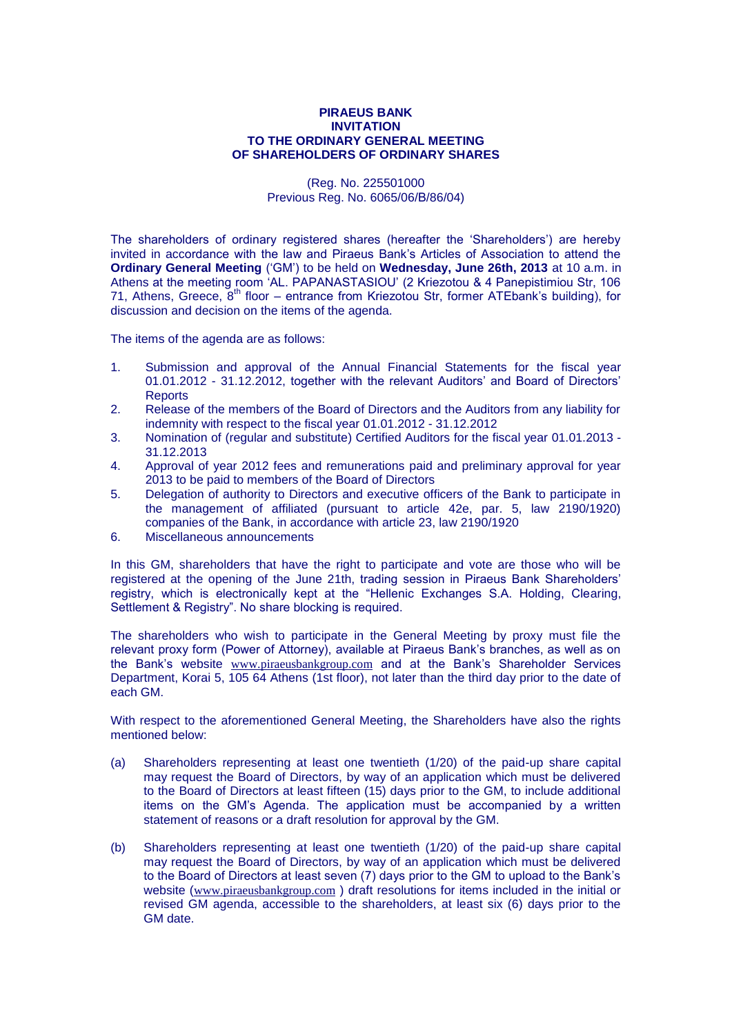**PIRAEUS BANK**
**INVITATION**
**TO THE ORDINARY GENERAL MEETING**
**OF SHAREHOLDERS OF ORDINARY SHARES**

(Reg. No. 225501000
Previous Reg. No. 6065/06/B/86/04)

The shareholders of ordinary registered shares (hereafter the 'Shareholders') are hereby invited in accordance with the law and Piraeus Bank's Articles of Association to attend the **Ordinary General Meeting** ('GM') to be held on **Wednesday, June 26th, 2013** at 10 a.m. in Athens at the meeting room 'AL. PAPANASTASIOU' (2 Kriezotou & 4 Panepistimiou Str, 106 71, Athens, Greece, 8th floor – entrance from Kriezotou Str, former ATEbank's building), for discussion and decision on the items of the agenda.

The items of the agenda are as follows:

1. Submission and approval of the Annual Financial Statements for the fiscal year 01.01.2012 - 31.12.2012, together with the relevant Auditors' and Board of Directors' Reports
2. Release of the members of the Board of Directors and the Auditors from any liability for indemnity with respect to the fiscal year 01.01.2012 - 31.12.2012
3. Nomination of (regular and substitute) Certified Auditors for the fiscal year 01.01.2013 - 31.12.2013
4. Approval of year 2012 fees and remunerations paid and preliminary approval for year 2013 to be paid to members of the Board of Directors
5. Delegation of authority to Directors and executive officers of the Bank to participate in the management of affiliated (pursuant to article 42e, par. 5, law 2190/1920) companies of the Bank, in accordance with article 23, law 2190/1920
6. Miscellaneous announcements

In this GM, shareholders that have the right to participate and vote are those who will be registered at the opening of the June 21th, trading session in Piraeus Bank Shareholders' registry, which is electronically kept at the "Hellenic Exchanges S.A. Holding, Clearing, Settlement & Registry". No share blocking is required.

The shareholders who wish to participate in the General Meeting by proxy must file the relevant proxy form (Power of Attorney), available at Piraeus Bank's branches, as well as on the Bank's website www.piraeusbankgroup.com and at the Bank's Shareholder Services Department, Korai 5, 105 64 Athens (1st floor), not later than the third day prior to the date of each GM.

With respect to the aforementioned General Meeting, the Shareholders have also the rights mentioned below:

(a) Shareholders representing at least one twentieth (1/20) of the paid-up share capital may request the Board of Directors, by way of an application which must be delivered to the Board of Directors at least fifteen (15) days prior to the GM, to include additional items on the GM's Agenda. The application must be accompanied by a written statement of reasons or a draft resolution for approval by the GM.

(b) Shareholders representing at least one twentieth (1/20) of the paid-up share capital may request the Board of Directors, by way of an application which must be delivered to the Board of Directors at least seven (7) days prior to the GM to upload to the Bank's website (www.piraeusbankgroup.com ) draft resolutions for items included in the initial or revised GM agenda, accessible to the shareholders, at least six (6) days prior to the GM date.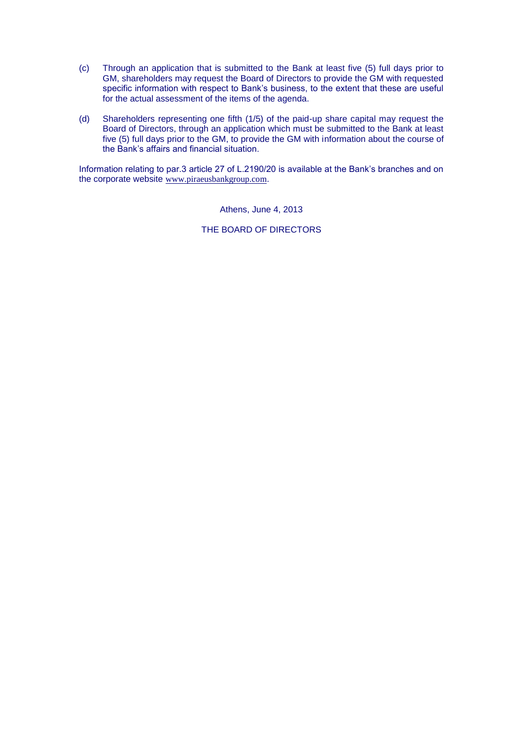(c) Through an application that is submitted to the Bank at least five (5) full days prior to GM, shareholders may request the Board of Directors to provide the GM with requested specific information with respect to Bank's business, to the extent that these are useful for the actual assessment of the items of the agenda.

(d) Shareholders representing one fifth (1/5) of the paid-up share capital may request the Board of Directors, through an application which must be submitted to the Bank at least five (5) full days prior to the GM, to provide the GM with information about the course of the Bank's affairs and financial situation.

Information relating to par.3 article 27 of L.2190/20 is available at the Bank's branches and on the corporate website www.piraeusbankgroup.com.

Athens, June 4, 2013

THE BOARD OF DIRECTORS